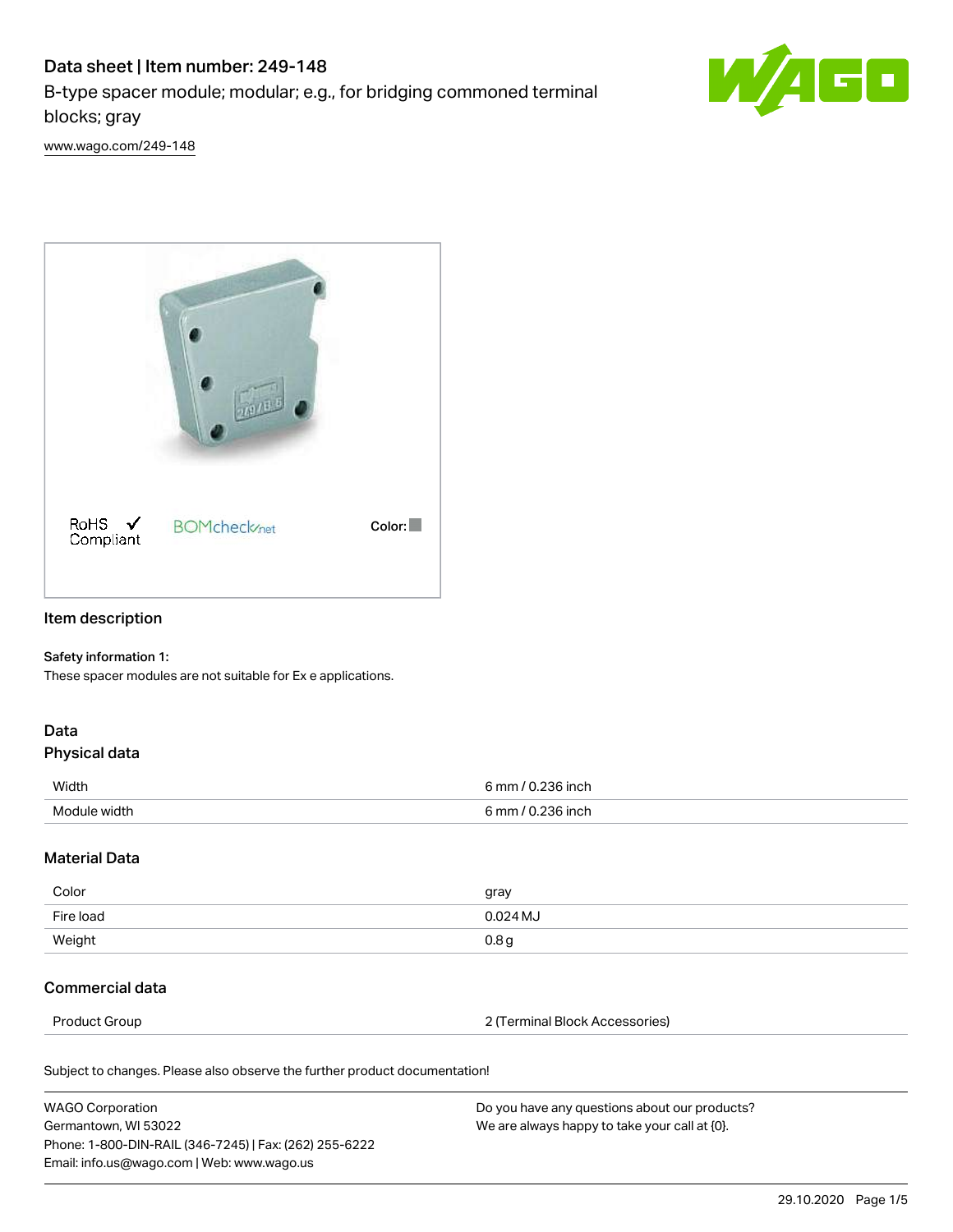# Data sheet | Item number: 249-148

B-type spacer module; modular; e.g., for bridging commoned terminal blocks; gray

www.wago.com/249-148

RoHS Compliant  BOMcheck.net  Color:

## Item description

**Safety information 1:**
These spacer modules are not suitable for Ex e applications.

## Data

### Physical data

| | |
|---|---|
| Width | 6 mm / 0.236 inch |
| Module width | 6 mm / 0.236 inch |

### Material Data

| | |
|---|---|
| Color | gray |
| Fire load | 0.024 MJ |
| Weight | 0.8 g |

### Commercial data

| | |
|---|---|
| Product Group | 2 (Terminal Block Accessories) |

Subject to changes. Please also observe the further product documentation!

WAGO Corporation
Germantown, WI 53022
Phone: 1-800-DIN-RAIL (346-7245) | Fax: (262) 255-6222
Email: info.us@wago.com | Web: www.wago.us

Do you have any questions about our products?
We are always happy to take your call at {0}.

29.10.2020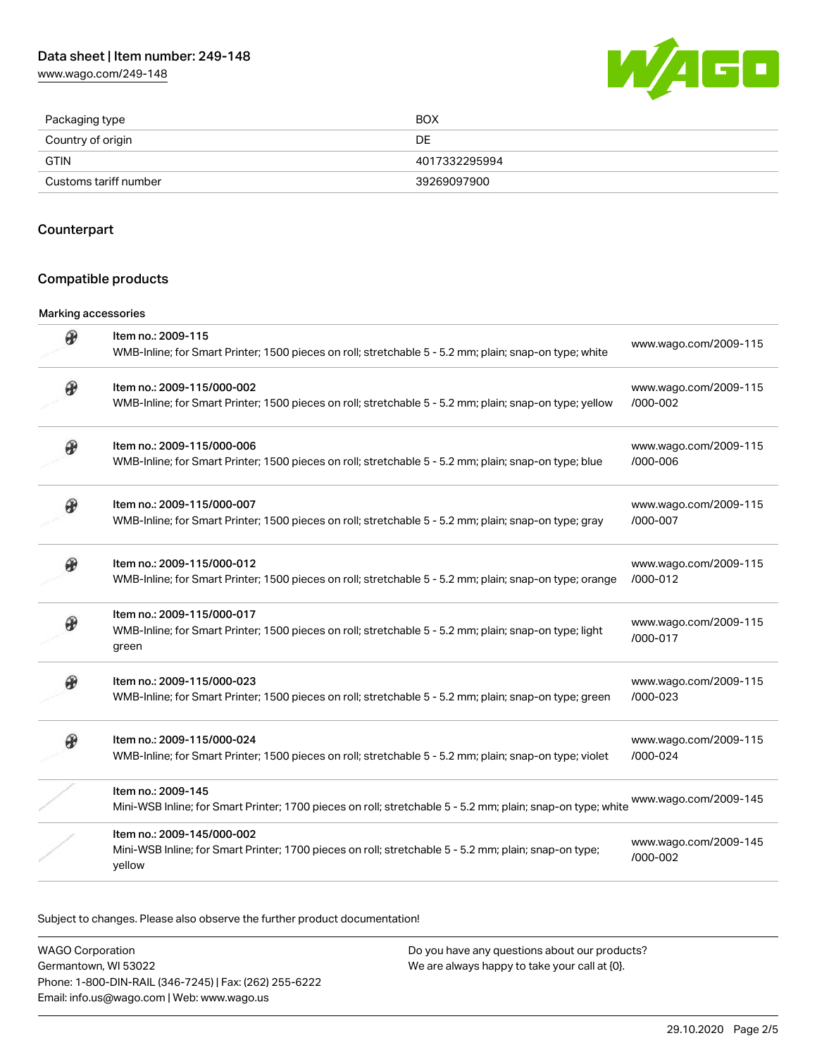| | |
|---|---|
| Packaging type | BOX |
| Country of origin | DE |
| GTIN | 4017332295994 |
| Customs tariff number | 39269097900 |

## Counterpart

## Compatible products

### Marking accessories

| Item | Description | Link |
|---|---|---|
| Item no.: 2009-115 | WMB-Inline; for Smart Printer; 1500 pieces on roll; stretchable 5 - 5.2 mm; plain; snap-on type; white | www.wago.com/2009-115 |
| Item no.: 2009-115/000-002 | WMB-Inline; for Smart Printer; 1500 pieces on roll; stretchable 5 - 5.2 mm; plain; snap-on type; yellow | www.wago.com/2009-115/000-002 |
| Item no.: 2009-115/000-006 | WMB-Inline; for Smart Printer; 1500 pieces on roll; stretchable 5 - 5.2 mm; plain; snap-on type; blue | www.wago.com/2009-115/000-006 |
| Item no.: 2009-115/000-007 | WMB-Inline; for Smart Printer; 1500 pieces on roll; stretchable 5 - 5.2 mm; plain; snap-on type; gray | www.wago.com/2009-115/000-007 |
| Item no.: 2009-115/000-012 | WMB-Inline; for Smart Printer; 1500 pieces on roll; stretchable 5 - 5.2 mm; plain; snap-on type; orange | www.wago.com/2009-115/000-012 |
| Item no.: 2009-115/000-017 | WMB-Inline; for Smart Printer; 1500 pieces on roll; stretchable 5 - 5.2 mm; plain; snap-on type; light green | www.wago.com/2009-115/000-017 |
| Item no.: 2009-115/000-023 | WMB-Inline; for Smart Printer; 1500 pieces on roll; stretchable 5 - 5.2 mm; plain; snap-on type; green | www.wago.com/2009-115/000-023 |
| Item no.: 2009-115/000-024 | WMB-Inline; for Smart Printer; 1500 pieces on roll; stretchable 5 - 5.2 mm; plain; snap-on type; violet | www.wago.com/2009-115/000-024 |
| Item no.: 2009-145 | Mini-WSB Inline; for Smart Printer; 1700 pieces on roll; stretchable 5 - 5.2 mm; plain; snap-on type; white | www.wago.com/2009-145 |
| Item no.: 2009-145/000-002 | Mini-WSB Inline; for Smart Printer; 1700 pieces on roll; stretchable 5 - 5.2 mm; plain; snap-on type; yellow | www.wago.com/2009-145/000-002 |

Subject to changes. Please also observe the further product documentation!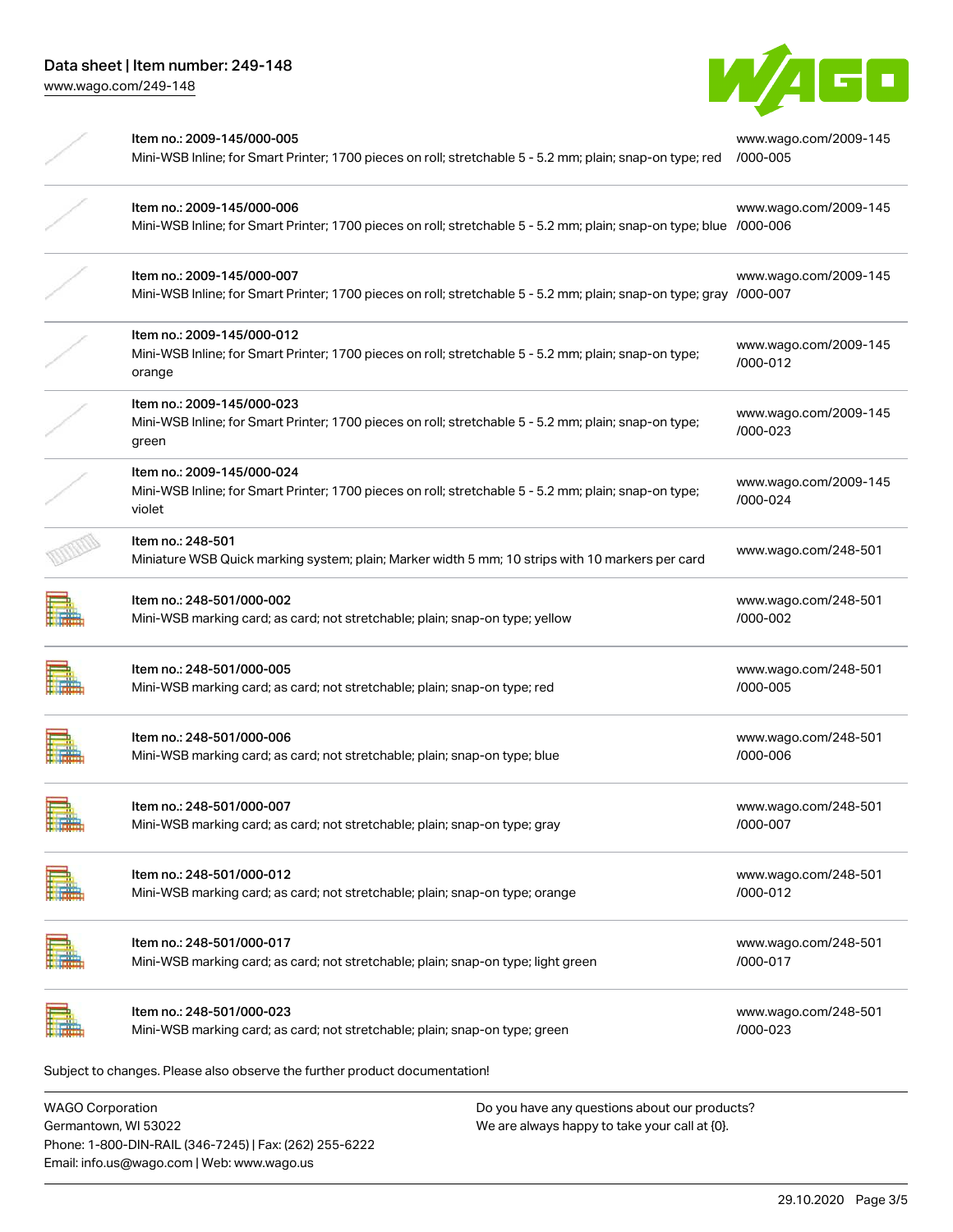| Item | Description | Link |
| --- | --- | --- |
| Item no.: 2009-145/000-005 | Mini-WSB Inline; for Smart Printer; 1700 pieces on roll; stretchable 5 - 5.2 mm; plain; snap-on type; red | www.wago.com/2009-145/000-005 |
| Item no.: 2009-145/000-006 | Mini-WSB Inline; for Smart Printer; 1700 pieces on roll; stretchable 5 - 5.2 mm; plain; snap-on type; blue | www.wago.com/2009-145/000-006 |
| Item no.: 2009-145/000-007 | Mini-WSB Inline; for Smart Printer; 1700 pieces on roll; stretchable 5 - 5.2 mm; plain; snap-on type; gray | www.wago.com/2009-145/000-007 |
| Item no.: 2009-145/000-012 | Mini-WSB Inline; for Smart Printer; 1700 pieces on roll; stretchable 5 - 5.2 mm; plain; snap-on type; orange | www.wago.com/2009-145/000-012 |
| Item no.: 2009-145/000-023 | Mini-WSB Inline; for Smart Printer; 1700 pieces on roll; stretchable 5 - 5.2 mm; plain; snap-on type; green | www.wago.com/2009-145/000-023 |
| Item no.: 2009-145/000-024 | Mini-WSB Inline; for Smart Printer; 1700 pieces on roll; stretchable 5 - 5.2 mm; plain; snap-on type; violet | www.wago.com/2009-145/000-024 |
| Item no.: 248-501 | Miniature WSB Quick marking system; plain; Marker width 5 mm; 10 strips with 10 markers per card | www.wago.com/248-501 |
| Item no.: 248-501/000-002 | Mini-WSB marking card; as card; not stretchable; plain; snap-on type; yellow | www.wago.com/248-501/000-002 |
| Item no.: 248-501/000-005 | Mini-WSB marking card; as card; not stretchable; plain; snap-on type; red | www.wago.com/248-501/000-005 |
| Item no.: 248-501/000-006 | Mini-WSB marking card; as card; not stretchable; plain; snap-on type; blue | www.wago.com/248-501/000-006 |
| Item no.: 248-501/000-007 | Mini-WSB marking card; as card; not stretchable; plain; snap-on type; gray | www.wago.com/248-501/000-007 |
| Item no.: 248-501/000-012 | Mini-WSB marking card; as card; not stretchable; plain; snap-on type; orange | www.wago.com/248-501/000-012 |
| Item no.: 248-501/000-017 | Mini-WSB marking card; as card; not stretchable; plain; snap-on type; light green | www.wago.com/248-501/000-017 |
| Item no.: 248-501/000-023 | Mini-WSB marking card; as card; not stretchable; plain; snap-on type; green | www.wago.com/248-501/000-023 |

Subject to changes. Please also observe the further product documentation!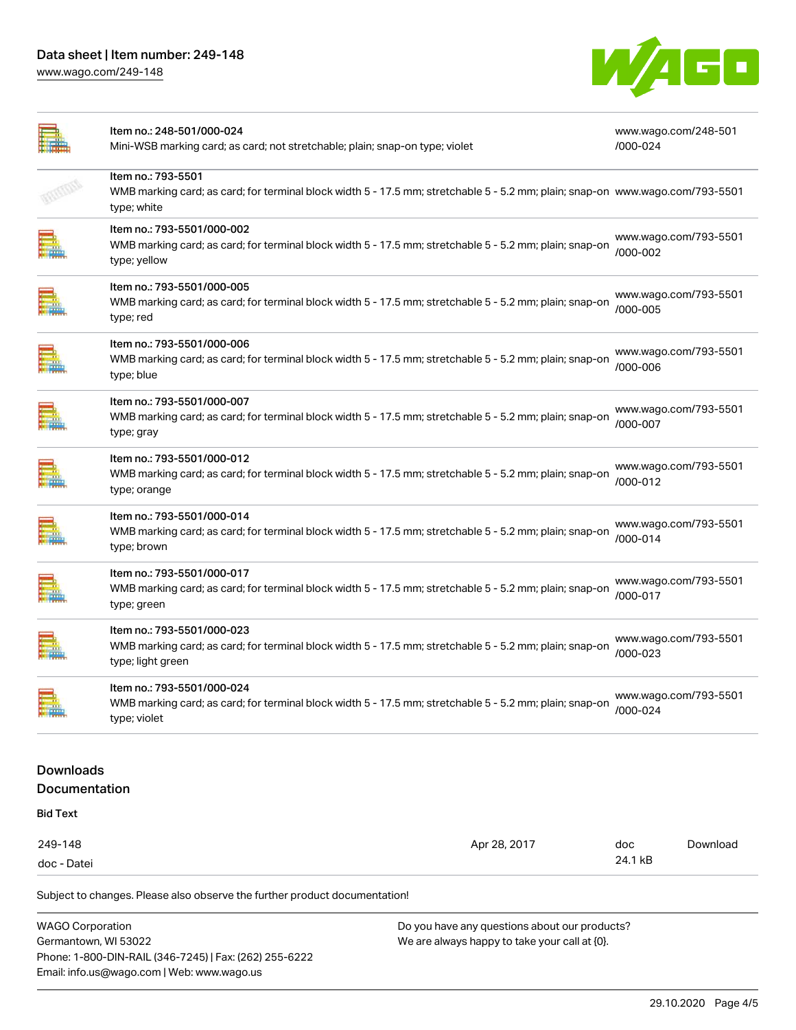| Item | Link |
| --- | --- |
| Item no.: 248-501/000-024<br>Mini-WSB marking card; as card; not stretchable; plain; snap-on type; violet | www.wago.com/248-501/000-024 |
| Item no.: 793-5501<br>WMB marking card; as card; for terminal block width 5 - 17.5 mm; stretchable 5 - 5.2 mm; plain; snap-on type; white | www.wago.com/793-5501 |
| Item no.: 793-5501/000-002<br>WMB marking card; as card; for terminal block width 5 - 17.5 mm; stretchable 5 - 5.2 mm; plain; snap-on type; yellow | www.wago.com/793-5501/000-002 |
| Item no.: 793-5501/000-005<br>WMB marking card; as card; for terminal block width 5 - 17.5 mm; stretchable 5 - 5.2 mm; plain; snap-on type; red | www.wago.com/793-5501/000-005 |
| Item no.: 793-5501/000-006<br>WMB marking card; as card; for terminal block width 5 - 17.5 mm; stretchable 5 - 5.2 mm; plain; snap-on type; blue | www.wago.com/793-5501/000-006 |
| Item no.: 793-5501/000-007<br>WMB marking card; as card; for terminal block width 5 - 17.5 mm; stretchable 5 - 5.2 mm; plain; snap-on type; gray | www.wago.com/793-5501/000-007 |
| Item no.: 793-5501/000-012<br>WMB marking card; as card; for terminal block width 5 - 17.5 mm; stretchable 5 - 5.2 mm; plain; snap-on type; orange | www.wago.com/793-5501/000-012 |
| Item no.: 793-5501/000-014<br>WMB marking card; as card; for terminal block width 5 - 17.5 mm; stretchable 5 - 5.2 mm; plain; snap-on type; brown | www.wago.com/793-5501/000-014 |
| Item no.: 793-5501/000-017<br>WMB marking card; as card; for terminal block width 5 - 17.5 mm; stretchable 5 - 5.2 mm; plain; snap-on type; green | www.wago.com/793-5501/000-017 |
| Item no.: 793-5501/000-023<br>WMB marking card; as card; for terminal block width 5 - 17.5 mm; stretchable 5 - 5.2 mm; plain; snap-on type; light green | www.wago.com/793-5501/000-023 |
| Item no.: 793-5501/000-024<br>WMB marking card; as card; for terminal block width 5 - 17.5 mm; stretchable 5 - 5.2 mm; plain; snap-on type; violet | www.wago.com/793-5501/000-024 |

## Downloads

### Documentation

**Bid Text**

| | | | |
| --- | --- | --- | --- |
| 249-148<br>doc - Datei | Apr 28, 2017 | doc<br>24.1 kB | Download |

Subject to changes. Please also observe the further product documentation!

WAGO Corporation
Germantown, WI 53022
Phone: 1-800-DIN-RAIL (346-7245) | Fax: (262) 255-6222
Email: info.us@wago.com | Web: www.wago.us

Do you have any questions about our products?
We are always happy to take your call at {0}.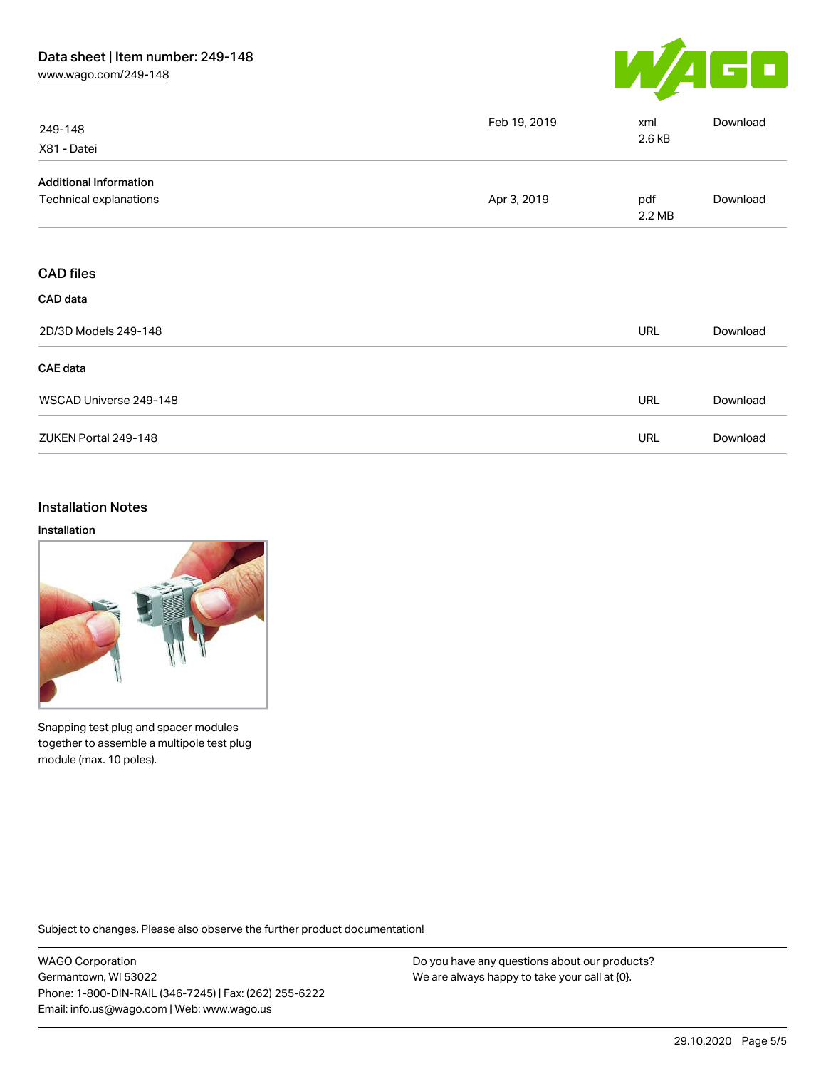| | | | |
|---|---|---|---|
| 249-148<br>X81 - Datei | Feb 19, 2019 | xml<br>2.6 kB | Download |

| | | | |
|---|---|---|---|
| **Additional Information**<br>Technical explanations | Apr 3, 2019 | pdf<br>2.2 MB | Download |

## CAD files

### CAD data

| | | |
|---|---|---|
| 2D/3D Models 249-148 | URL | Download |

### CAE data

| | | |
|---|---|---|
| WSCAD Universe 249-148 | URL | Download |
| ZUKEN Portal 249-148 | URL | Download |

## Installation Notes

### Installation

Snapping test plug and spacer modules together to assemble a multipole test plug module (max. 10 poles).

Subject to changes. Please also observe the further product documentation!

WAGO Corporation
Germantown, WI 53022
Phone: 1-800-DIN-RAIL (346-7245) | Fax: (262) 255-6222
Email: info.us@wago.com | Web: www.wago.us

Do you have any questions about our products?
We are always happy to take your call at {0}.